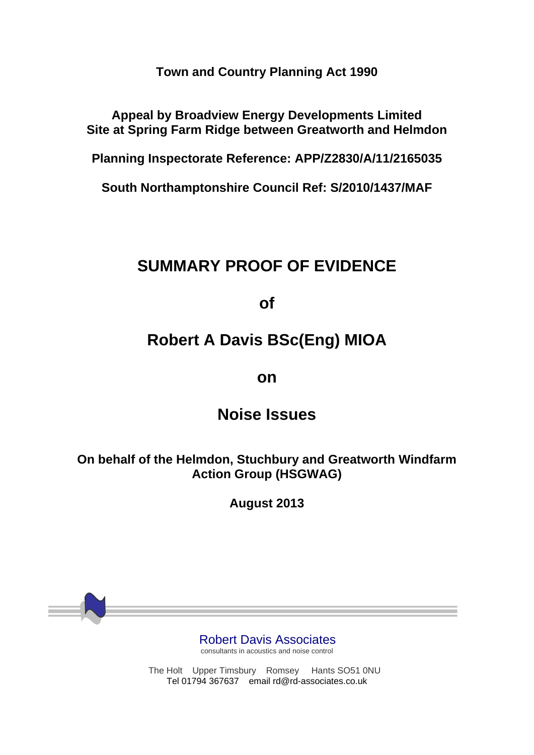**Town and Country Planning Act 1990**

**Appeal by Broadview Energy Developments Limited**
**Site at Spring Farm Ridge between Greatworth and Helmdon**

**Planning Inspectorate Reference: APP/Z2830/A/11/2165035**

**South Northamptonshire Council Ref: S/2010/1437/MAF**

# SUMMARY PROOF OF EVIDENCE

## of

## Robert A Davis BSc(Eng) MIOA

## on

## Noise Issues

**On behalf of the Helmdon, Stuchbury and Greatworth Windfarm Action Group (HSGWAG)**

**August 2013**

Robert Davis Associates
consultants in acoustics and noise control

The Holt Upper Timsbury Romsey Hants SO51 0NU
Tel 01794 367637 email rd@rd-associates.co.uk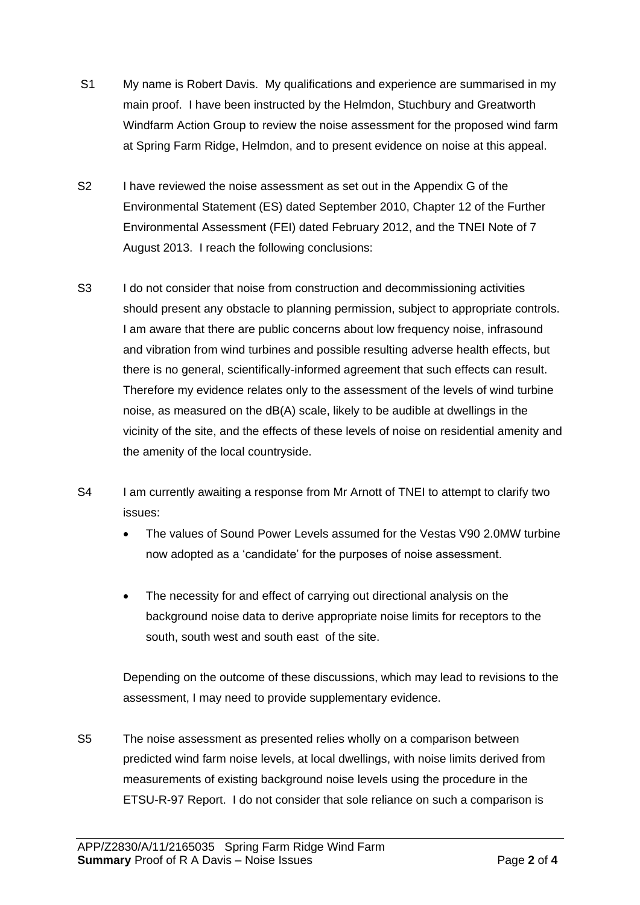S1 My name is Robert Davis. My qualifications and experience are summarised in my main proof. I have been instructed by the Helmdon, Stuchbury and Greatworth Windfarm Action Group to review the noise assessment for the proposed wind farm at Spring Farm Ridge, Helmdon, and to present evidence on noise at this appeal.

S2 I have reviewed the noise assessment as set out in the Appendix G of the Environmental Statement (ES) dated September 2010, Chapter 12 of the Further Environmental Assessment (FEI) dated February 2012, and the TNEI Note of 7 August 2013. I reach the following conclusions:

S3 I do not consider that noise from construction and decommissioning activities should present any obstacle to planning permission, subject to appropriate controls. I am aware that there are public concerns about low frequency noise, infrasound and vibration from wind turbines and possible resulting adverse health effects, but there is no general, scientifically-informed agreement that such effects can result. Therefore my evidence relates only to the assessment of the levels of wind turbine noise, as measured on the dB(A) scale, likely to be audible at dwellings in the vicinity of the site, and the effects of these levels of noise on residential amenity and the amenity of the local countryside.

S4 I am currently awaiting a response from Mr Arnott of TNEI to attempt to clarify two issues:

- The values of Sound Power Levels assumed for the Vestas V90 2.0MW turbine now adopted as a 'candidate' for the purposes of noise assessment.
- The necessity for and effect of carrying out directional analysis on the background noise data to derive appropriate noise limits for receptors to the south, south west and south east of the site.

Depending on the outcome of these discussions, which may lead to revisions to the assessment, I may need to provide supplementary evidence.

S5 The noise assessment as presented relies wholly on a comparison between predicted wind farm noise levels, at local dwellings, with noise limits derived from measurements of existing background noise levels using the procedure in the ETSU-R-97 Report. I do not consider that sole reliance on such a comparison is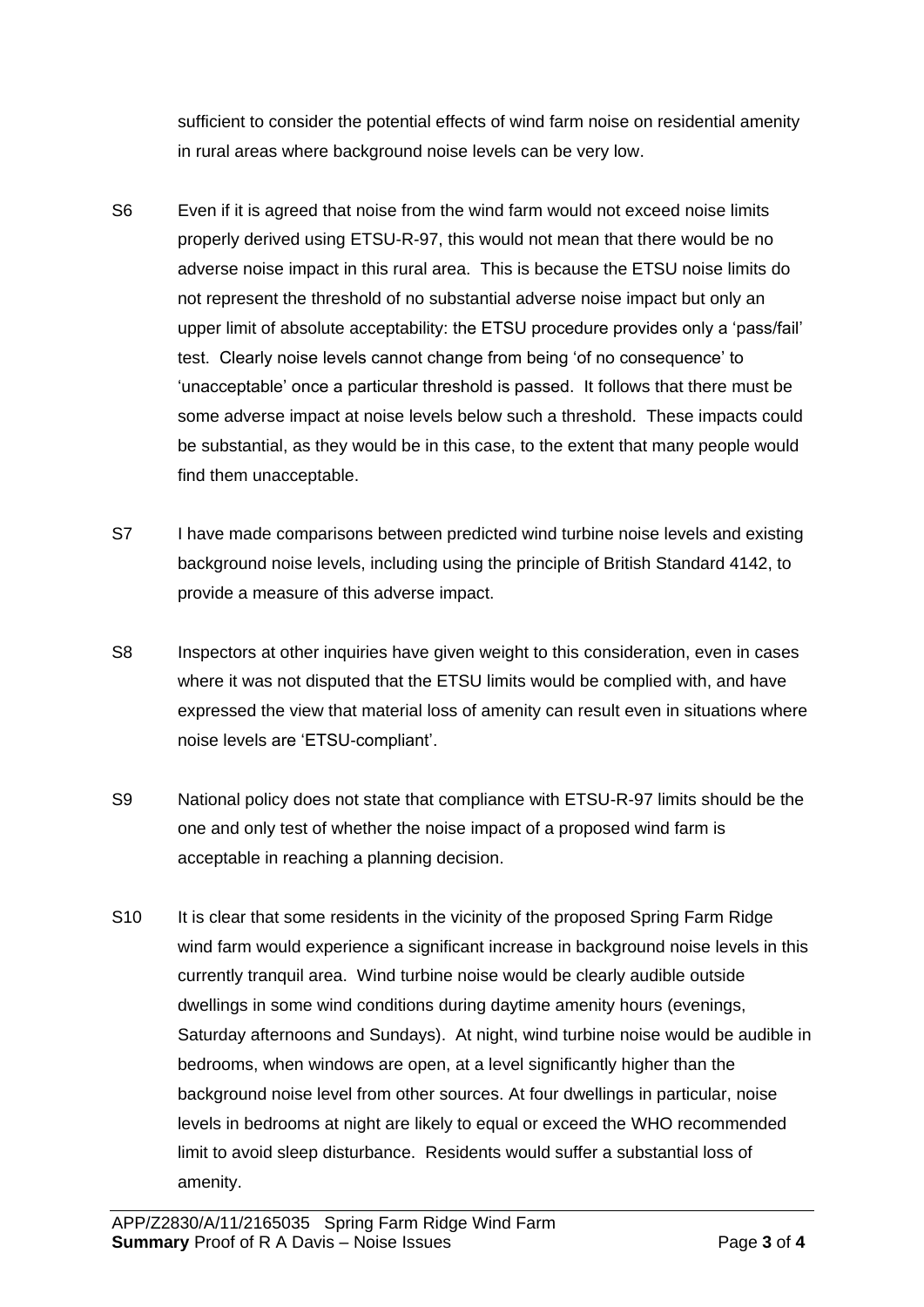sufficient to consider the potential effects of wind farm noise on residential amenity in rural areas where background noise levels can be very low.

S6 Even if it is agreed that noise from the wind farm would not exceed noise limits properly derived using ETSU-R-97, this would not mean that there would be no adverse noise impact in this rural area. This is because the ETSU noise limits do not represent the threshold of no substantial adverse noise impact but only an upper limit of absolute acceptability: the ETSU procedure provides only a 'pass/fail' test. Clearly noise levels cannot change from being 'of no consequence' to 'unacceptable' once a particular threshold is passed. It follows that there must be some adverse impact at noise levels below such a threshold. These impacts could be substantial, as they would be in this case, to the extent that many people would find them unacceptable.

S7 I have made comparisons between predicted wind turbine noise levels and existing background noise levels, including using the principle of British Standard 4142, to provide a measure of this adverse impact.

S8 Inspectors at other inquiries have given weight to this consideration, even in cases where it was not disputed that the ETSU limits would be complied with, and have expressed the view that material loss of amenity can result even in situations where noise levels are 'ETSU-compliant'.

S9 National policy does not state that compliance with ETSU-R-97 limits should be the one and only test of whether the noise impact of a proposed wind farm is acceptable in reaching a planning decision.

S10 It is clear that some residents in the vicinity of the proposed Spring Farm Ridge wind farm would experience a significant increase in background noise levels in this currently tranquil area. Wind turbine noise would be clearly audible outside dwellings in some wind conditions during daytime amenity hours (evenings, Saturday afternoons and Sundays). At night, wind turbine noise would be audible in bedrooms, when windows are open, at a level significantly higher than the background noise level from other sources. At four dwellings in particular, noise levels in bedrooms at night are likely to equal or exceed the WHO recommended limit to avoid sleep disturbance. Residents would suffer a substantial loss of amenity.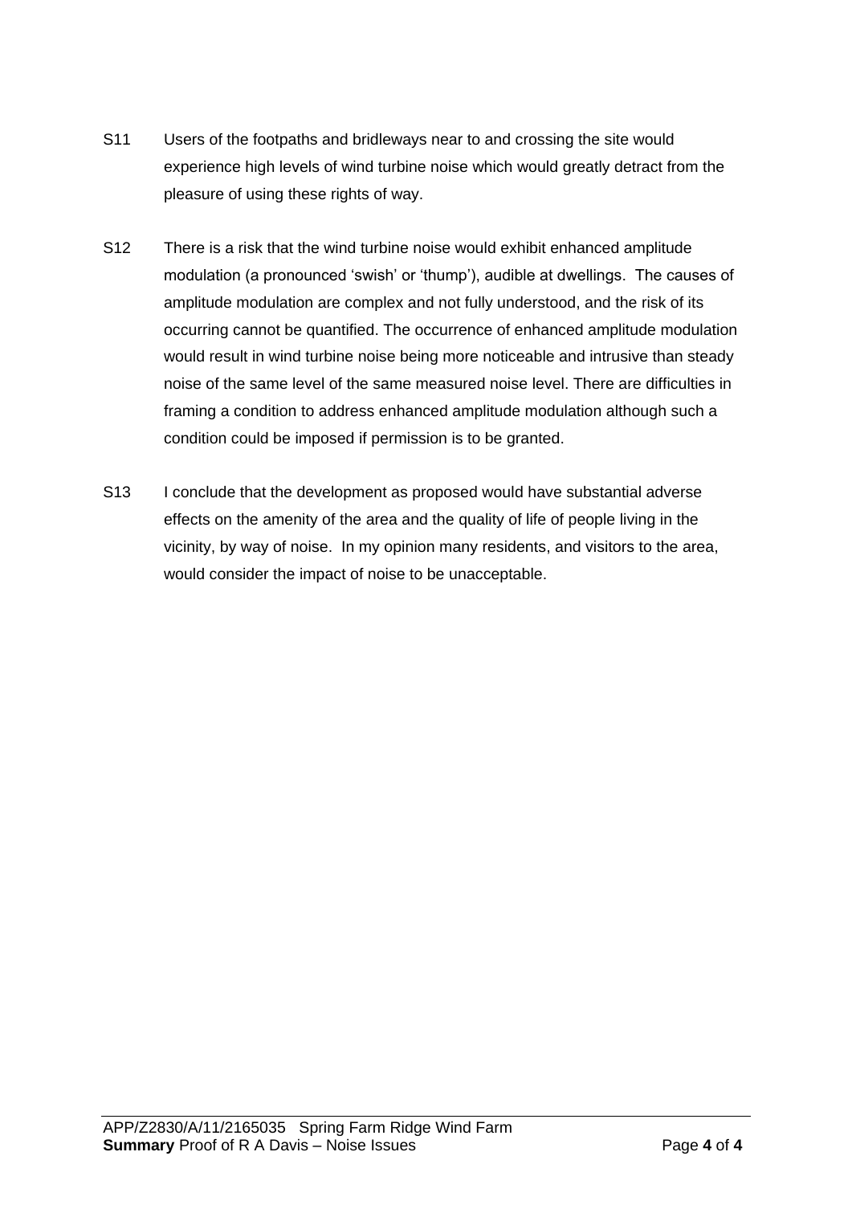S11 Users of the footpaths and bridleways near to and crossing the site would experience high levels of wind turbine noise which would greatly detract from the pleasure of using these rights of way.

S12 There is a risk that the wind turbine noise would exhibit enhanced amplitude modulation (a pronounced 'swish' or 'thump'), audible at dwellings. The causes of amplitude modulation are complex and not fully understood, and the risk of its occurring cannot be quantified. The occurrence of enhanced amplitude modulation would result in wind turbine noise being more noticeable and intrusive than steady noise of the same level of the same measured noise level. There are difficulties in framing a condition to address enhanced amplitude modulation although such a condition could be imposed if permission is to be granted.

S13 I conclude that the development as proposed would have substantial adverse effects on the amenity of the area and the quality of life of people living in the vicinity, by way of noise. In my opinion many residents, and visitors to the area, would consider the impact of noise to be unacceptable.